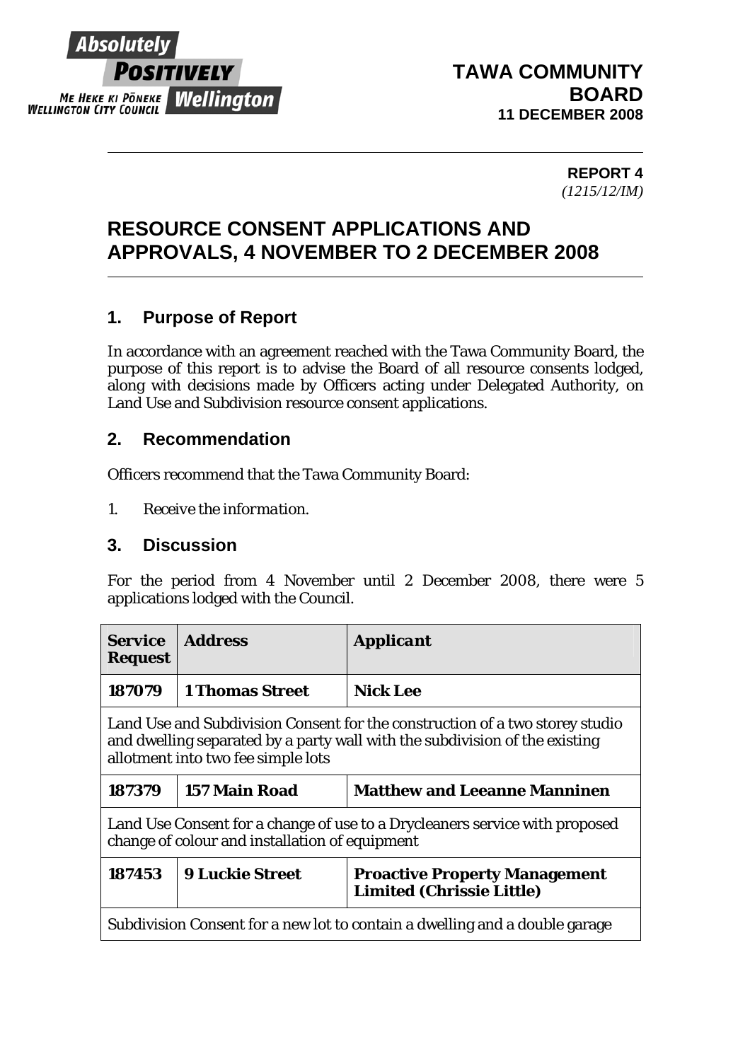Absolutely POSITIVELY Wellington
ME HEKE KI PŌNEKE
WELLINGTON CITY COUNCIL

**TAWA COMMUNITY BOARD**
**11 DECEMBER 2008**

**REPORT 4**
*(1215/12/IM)*

# RESOURCE CONSENT APPLICATIONS AND APPROVALS, 4 NOVEMBER TO 2 DECEMBER 2008

## 1. Purpose of Report

In accordance with an agreement reached with the Tawa Community Board, the purpose of this report is to advise the Board of all resource consents lodged, along with decisions made by Officers acting under Delegated Authority, on Land Use and Subdivision resource consent applications.

## 2. Recommendation

Officers recommend that the Tawa Community Board:

1. *Receive the information.*

## 3. Discussion

For the period from 4 November until 2 December 2008, there were 5 applications lodged with the Council.

| Service Request | Address | Applicant |
|---|---|---|
| **187079** | **1 Thomas Street** | **Nick Lee** |
| Land Use and Subdivision Consent for the construction of a two storey studio and dwelling separated by a party wall with the subdivision of the existing allotment into two fee simple lots | | |
| **187379** | **157 Main Road** | **Matthew and Leeanne Manninen** |
| Land Use Consent for a change of use to a Drycleaners service with proposed change of colour and installation of equipment | | |
| **187453** | **9 Luckie Street** | **Proactive Property Management Limited (Chrissie Little)** |
| Subdivision Consent for a new lot to contain a dwelling and a double garage | | |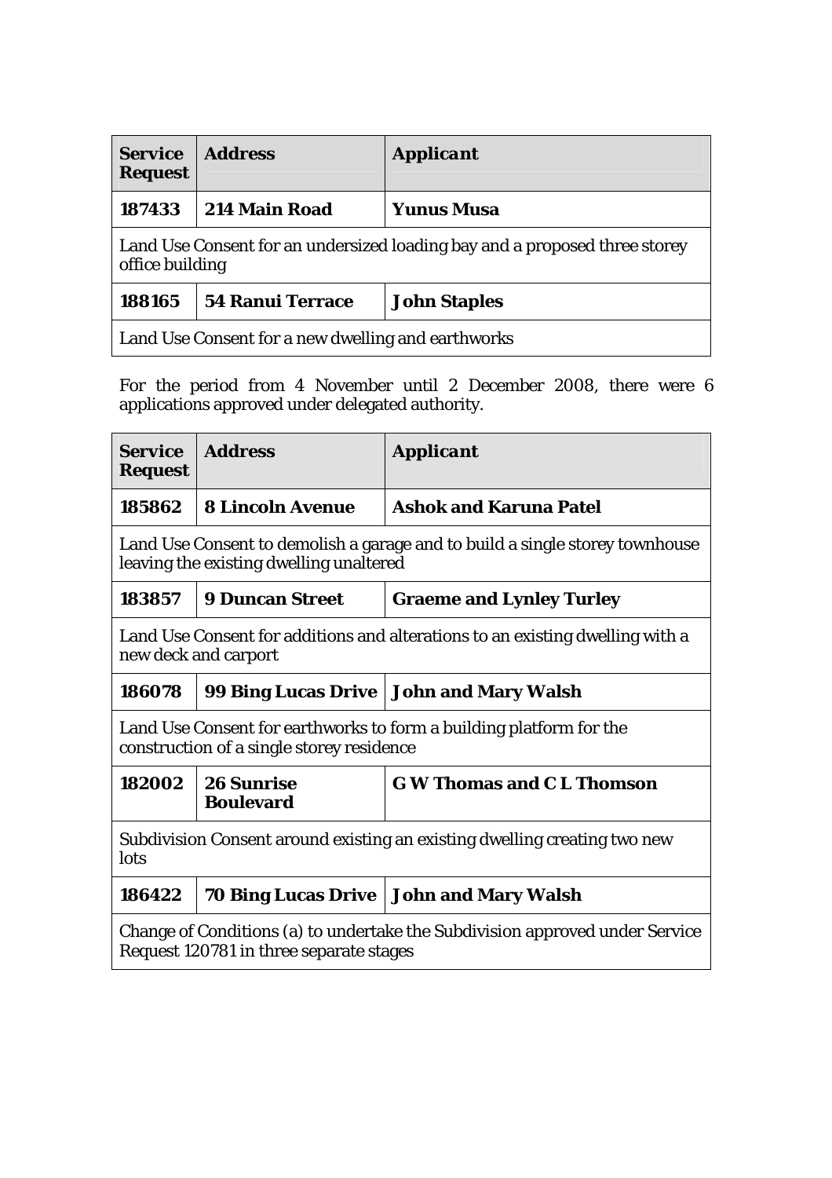| **Service Request** | **Address** | ***Applicant*** |
|---|---|---|
| **187433** | **214 Main Road** | **Yunus Musa** |
| Land Use Consent for an undersized loading bay and a proposed three storey office building | | |
| **188165** | **54 Ranui Terrace** | **John Staples** |
| Land Use Consent for a new dwelling and earthworks | | |

For the period from 4 November until 2 December 2008, there were 6 applications approved under delegated authority.

| **Service Request** | **Address** | ***Applicant*** |
|---|---|---|
| **185862** | **8 Lincoln Avenue** | **Ashok and Karuna Patel** |
| Land Use Consent to demolish a garage and to build a single storey townhouse leaving the existing dwelling unaltered | | |
| **183857** | **9 Duncan Street** | **Graeme and Lynley Turley** |
| Land Use Consent for additions and alterations to an existing dwelling with a new deck and carport | | |
| **186078** | **99 Bing Lucas Drive** | **John and Mary Walsh** |
| Land Use Consent for earthworks to form a building platform for the construction of a single storey residence | | |
| **182002** | **26 Sunrise Boulevard** | **G W Thomas and C L Thomson** |
| Subdivision Consent around existing an existing dwelling creating two new lots | | |
| **186422** | **70 Bing Lucas Drive** | **John and Mary Walsh** |
| Change of Conditions (a) to undertake the Subdivision approved under Service Request 120781 in three separate stages | | |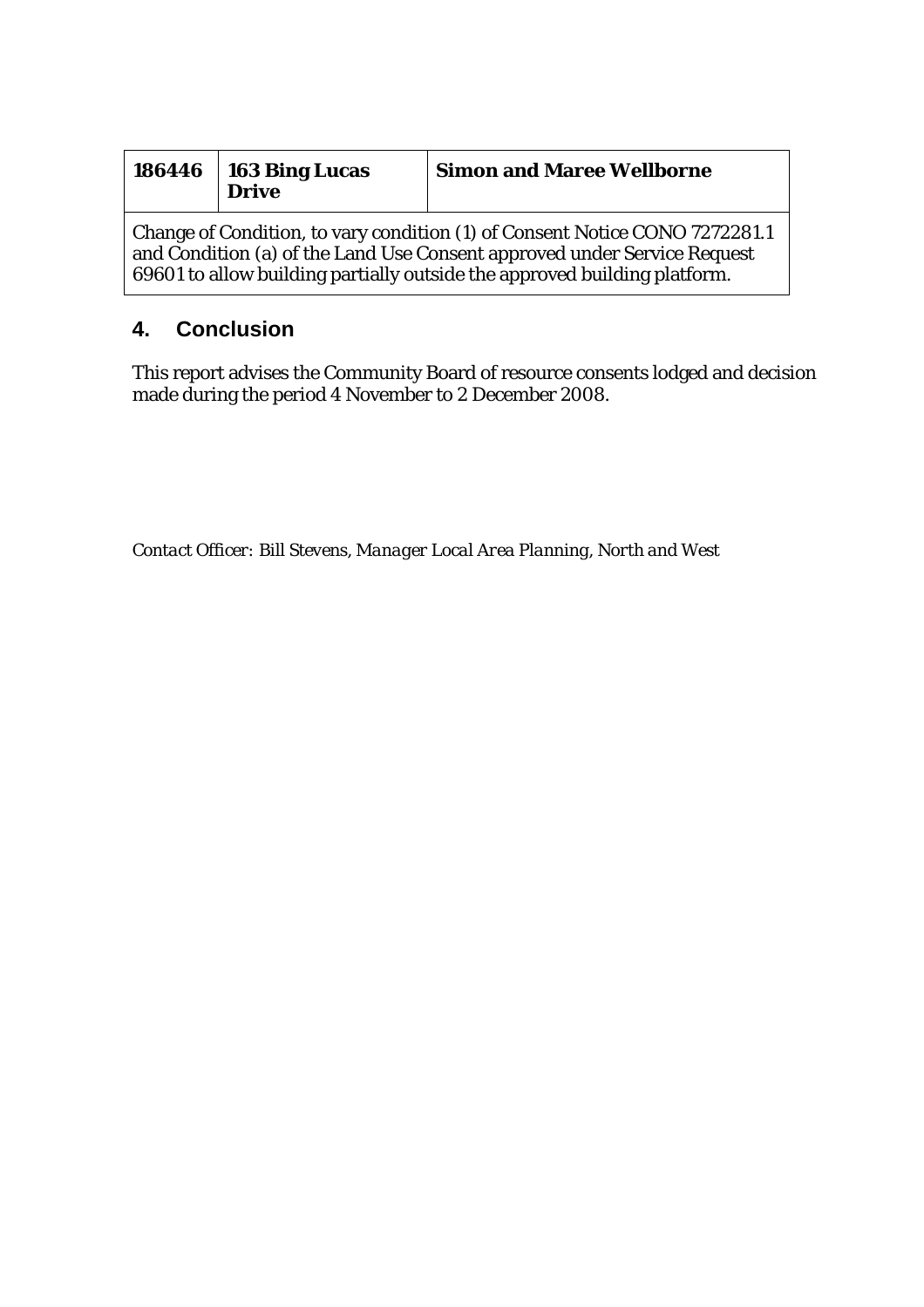| | | |
|---|---|---|
| **186446** | **163 Bing Lucas Drive** | **Simon and Maree Wellborne** |
| Change of Condition, to vary condition (1) of Consent Notice CONO 7272281.1 and Condition (a) of the Land Use Consent approved under Service Request 69601 to allow building partially outside the approved building platform. | | |

## 4. Conclusion

This report advises the Community Board of resource consents lodged and decision made during the period 4 November to 2 December 2008.

*Contact Officer: Bill Stevens, Manager Local Area Planning, North and West*